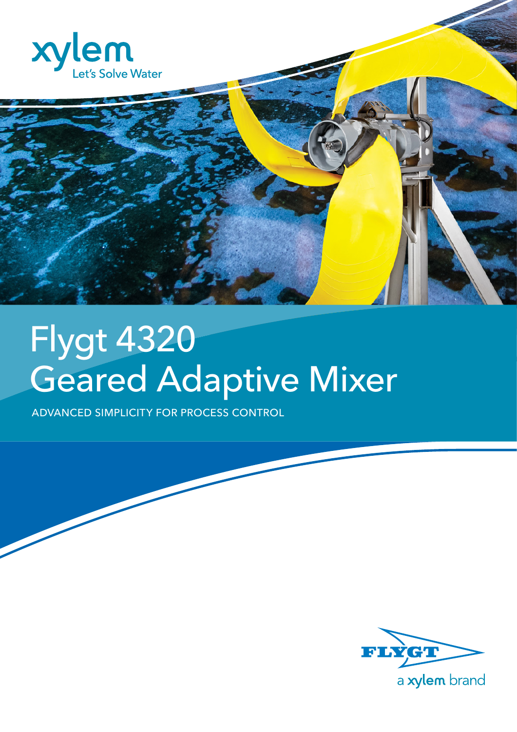xylem
Let's Solve Water

# Flygt 4320 Geared Adaptive Mixer

ADVANCED SIMPLICITY FOR PROCESS CONTROL

FLYGT
a xylem brand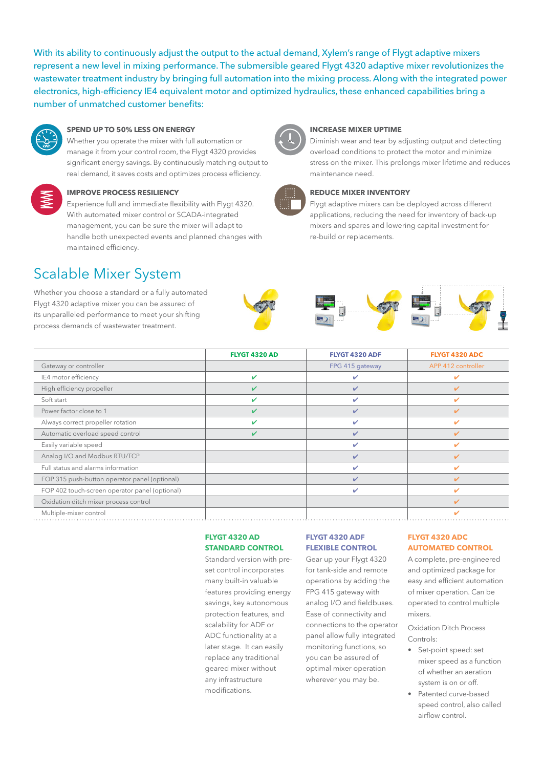With its ability to continuously adjust the output to the actual demand, Xylem's range of Flygt adaptive mixers represent a new level in mixing performance. The submersible geared Flygt 4320 adaptive mixer revolutionizes the wastewater treatment industry by bringing full automation into the mixing process. Along with the integrated power electronics, high-efficiency IE4 equivalent motor and optimized hydraulics, these enhanced capabilities bring a number of unmatched customer benefits:

**SPEND UP TO 50% LESS ON ENERGY**

Whether you operate the mixer with full automation or manage it from your control room, the Flygt 4320 provides significant energy savings. By continuously matching output to real demand, it saves costs and optimizes process efficiency.

**IMPROVE PROCESS RESILIENCY**

Experience full and immediate flexibility with Flygt 4320. With automated mixer control or SCADA-integrated management, you can be sure the mixer will adapt to handle both unexpected events and planned changes with maintained efficiency.

**INCREASE MIXER UPTIME**

Diminish wear and tear by adjusting output and detecting overload conditions to protect the motor and minimize stress on the mixer. This prolongs mixer lifetime and reduces maintenance need.

**REDUCE MIXER INVENTORY**

Flygt adaptive mixers can be deployed across different applications, reducing the need for inventory of back-up mixers and spares and lowering capital investment for re-build or replacements.

## Scalable Mixer System

Whether you choose a standard or a fully automated Flygt 4320 adaptive mixer you can be assured of its unparalleled performance to meet your shifting process demands of wastewater treatment.

| | FLYGT 4320 AD | FLYGT 4320 ADF | FLYGT 4320 ADC |
|---|---|---|---|
| Gateway or controller | | FPG 415 gateway | APP 412 controller |
| IE4 motor efficiency | ✔ | ✔ | ✔ |
| High efficiency propeller | ✔ | ✔ | ✔ |
| Soft start | ✔ | ✔ | ✔ |
| Power factor close to 1 | ✔ | ✔ | ✔ |
| Always correct propeller rotation | ✔ | ✔ | ✔ |
| Automatic overload speed control | ✔ | ✔ | ✔ |
| Easily variable speed | | ✔ | ✔ |
| Analog I/O and Modbus RTU/TCP | | ✔ | ✔ |
| Full status and alarms information | | ✔ | ✔ |
| FOP 315 push-button operator panel (optional) | | ✔ | ✔ |
| FOP 402 touch-screen operator panel (optional) | | ✔ | ✔ |
| Oxidation ditch mixer process control | | | ✔ |
| Multiple-mixer control | | | ✔ |

**FLYGT 4320 AD**
**STANDARD CONTROL**

Standard version with pre-set control incorporates many built-in valuable features providing energy savings, key autonomous protection features, and scalability for ADF or ADC functionality at a later stage. It can easily replace any traditional geared mixer without any infrastructure modifications.

**FLYGT 4320 ADF**
**FLEXIBLE CONTROL**

Gear up your Flygt 4320 for tank-side and remote operations by adding the FPG 415 gateway with analog I/O and fieldbuses. Ease of connectivity and connections to the operator panel allow fully integrated monitoring functions, so you can be assured of optimal mixer operation wherever you may be.

**FLYGT 4320 ADC**
**AUTOMATED CONTROL**

A complete, pre-engineered and optimized package for easy and efficient automation of mixer operation. Can be operated to control multiple mixers.

Oxidation Ditch Process Controls:

- Set-point speed: set mixer speed as a function of whether an aeration system is on or off.
- Patented curve-based speed control, also called airflow control.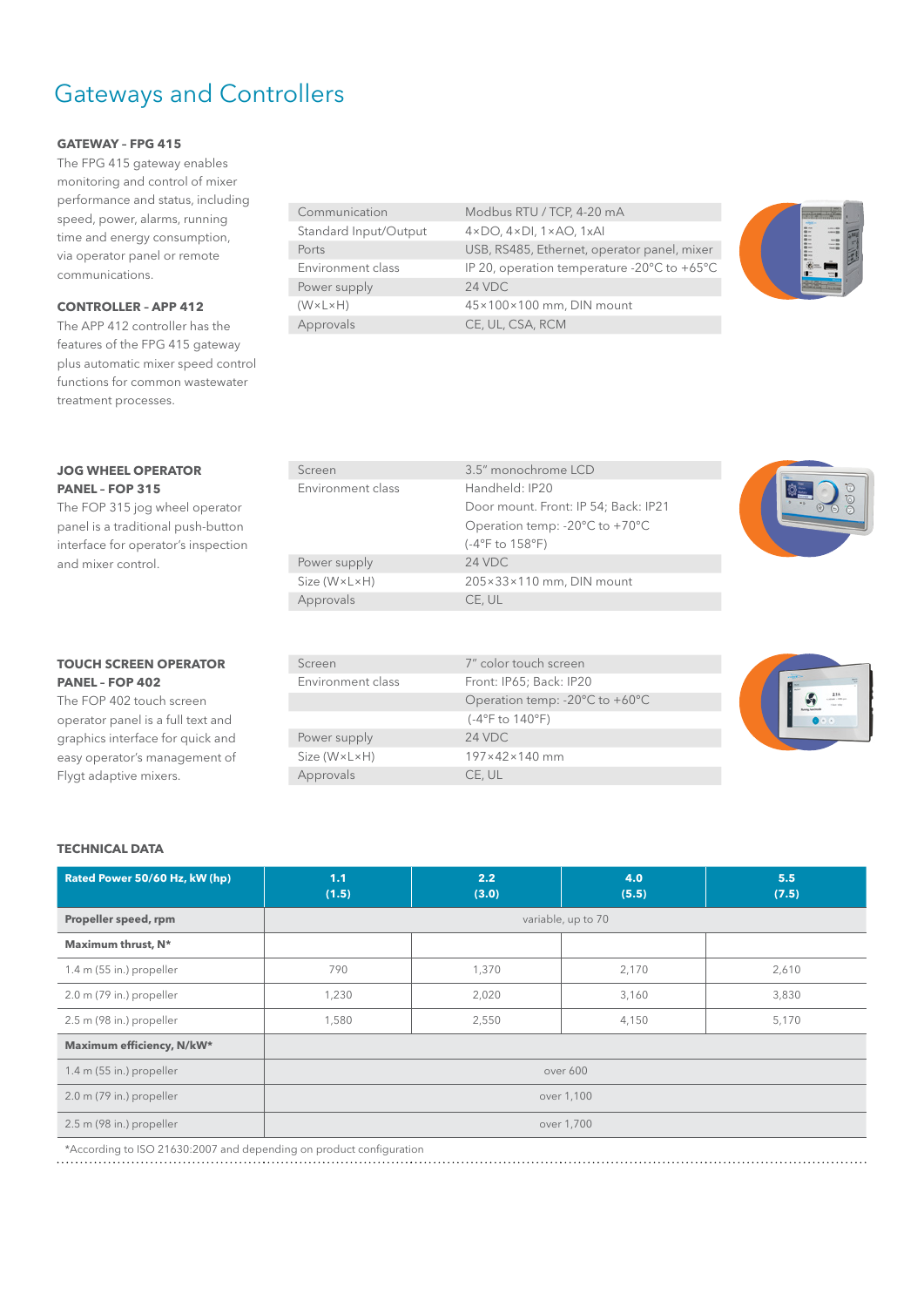# Gateways and Controllers

**GATEWAY – FPG 415**

The FPG 415 gateway enables monitoring and control of mixer performance and status, including speed, power, alarms, running time and energy consumption, via operator panel or remote communications.

**CONTROLLER – APP 412**

The APP 412 controller has the features of the FPG 415 gateway plus automatic mixer speed control functions for common wastewater treatment processes.

| | |
|---|---|
| Communication | Modbus RTU / TCP, 4-20 mA |
| Standard Input/Output | 4×DO, 4×DI, 1×AO, 1xAI |
| Ports | USB, RS485, Ethernet, operator panel, mixer |
| Environment class | IP 20, operation temperature -20°C to +65°C |
| Power supply | 24 VDC |
| (W×L×H) | 45×100×100 mm, DIN mount |
| Approvals | CE, UL, CSA, RCM |

**JOG WHEEL OPERATOR PANEL – FOP 315**

The FOP 315 jog wheel operator panel is a traditional push-button interface for operator's inspection and mixer control.

| | |
|---|---|
| Screen | 3.5" monochrome LCD |
| Environment class | Handheld: IP20<br>Door mount. Front: IP 54; Back: IP21<br>Operation temp: -20°C to +70°C<br>(-4°F to 158°F) |
| Power supply | 24 VDC |
| Size (W×L×H) | 205×33×110 mm, DIN mount |
| Approvals | CE, UL |

**TOUCH SCREEN OPERATOR PANEL – FOP 402**

The FOP 402 touch screen operator panel is a full text and graphics interface for quick and easy operator's management of Flygt adaptive mixers.

| | |
|---|---|
| Screen | 7" color touch screen |
| Environment class | Front: IP65; Back: IP20 |
| | Operation temp: -20°C to +60°C<br>(-4°F to 140°F) |
| Power supply | 24 VDC |
| Size (W×L×H) | 197×42×140 mm |
| Approvals | CE, UL |

**TECHNICAL DATA**

| Rated Power 50/60 Hz, kW (hp) | 1.1 (1.5) | 2.2 (3.0) | 4.0 (5.5) | 5.5 (7.5) |
|---|---|---|---|---|
| **Propeller speed, rpm** | variable, up to 70 | | | |
| **Maximum thrust, N*** | | | | |
| 1.4 m (55 in.) propeller | 790 | 1,370 | 2,170 | 2,610 |
| 2.0 m (79 in.) propeller | 1,230 | 2,020 | 3,160 | 3,830 |
| 2.5 m (98 in.) propeller | 1,580 | 2,550 | 4,150 | 5,170 |
| **Maximum efficiency, N/kW*** | | | | |
| 1.4 m (55 in.) propeller | over 600 | | | |
| 2.0 m (79 in.) propeller | over 1,100 | | | |
| 2.5 m (98 in.) propeller | over 1,700 | | | |

*According to ISO 21630:2007 and depending on product configuration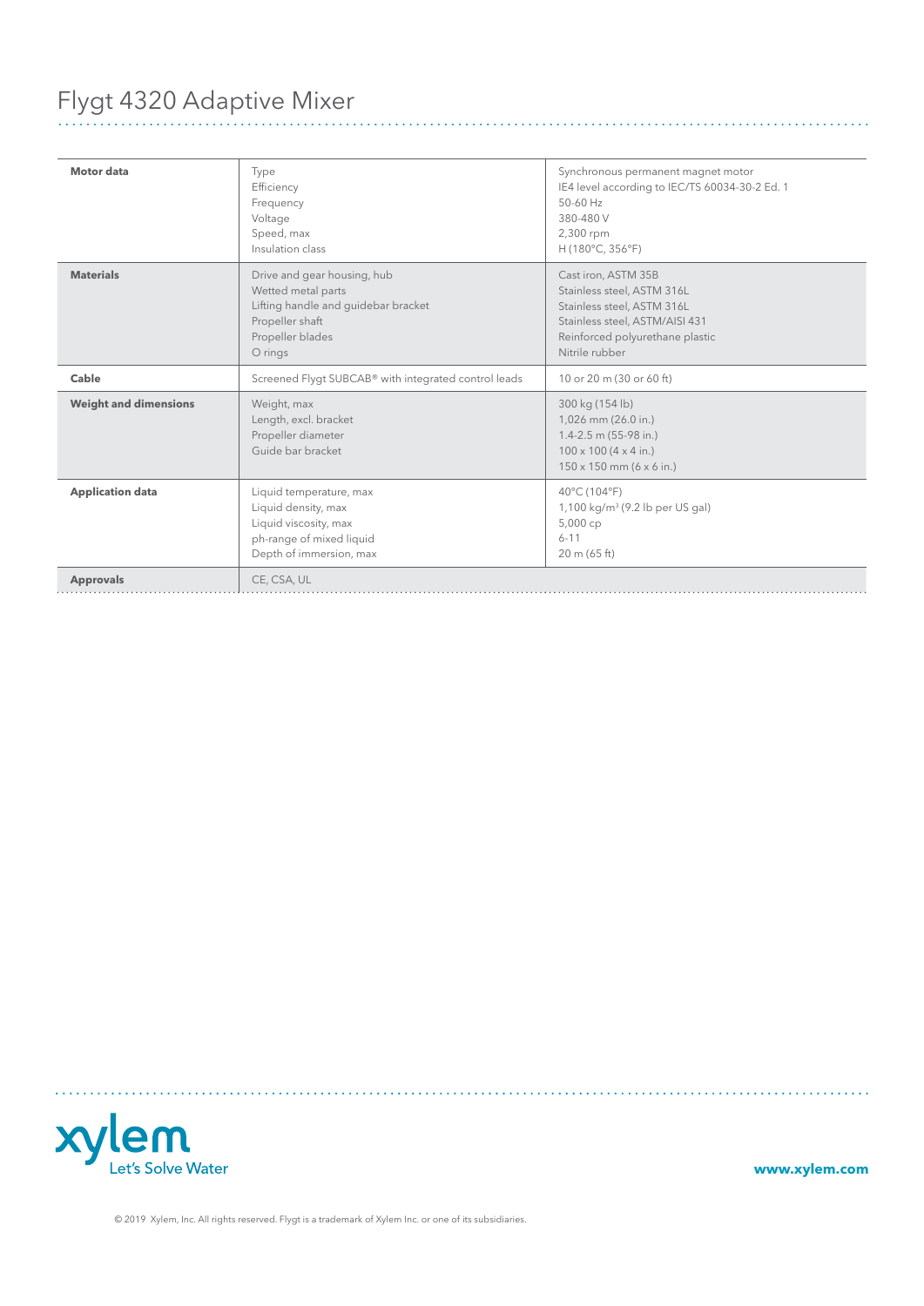# Flygt 4320 Adaptive Mixer

| | | |
|---|---|---|
| **Motor data** | Type<br>Efficiency<br>Frequency<br>Voltage<br>Speed, max<br>Insulation class | Synchronous permanent magnet motor<br>IE4 level according to IEC/TS 60034-30-2 Ed. 1<br>50-60 Hz<br>380-480 V<br>2,300 rpm<br>H (180°C, 356°F) |
| **Materials** | Drive and gear housing, hub<br>Wetted metal parts<br>Lifting handle and guidebar bracket<br>Propeller shaft<br>Propeller blades<br>O rings | Cast iron, ASTM 35B<br>Stainless steel, ASTM 316L<br>Stainless steel, ASTM 316L<br>Stainless steel, ASTM/AISI 431<br>Reinforced polyurethane plastic<br>Nitrile rubber |
| **Cable** | Screened Flygt SUBCAB® with integrated control leads | 10 or 20 m (30 or 60 ft) |
| **Weight and dimensions** | Weight, max<br>Length, excl. bracket<br>Propeller diameter<br>Guide bar bracket | 300 kg (154 lb)<br>1,026 mm (26.0 in.)<br>1.4-2.5 m (55-98 in.)<br>100 x 100 (4 x 4 in.)<br>150 x 150 mm (6 x 6 in.) |
| **Application data** | Liquid temperature, max<br>Liquid density, max<br>Liquid viscosity, max<br>ph-range of mixed liquid<br>Depth of immersion, max | 40°C (104°F)<br>1,100 kg/m³ (9.2 lb per US gal)<br>5,000 cp<br>6-11<br>20 m (65 ft) |
| **Approvals** | CE, CSA, UL | |

xylem
Let's Solve Water

www.xylem.com

© 2019 Xylem, Inc. All rights reserved. Flygt is a trademark of Xylem Inc. or one of its subsidiaries.